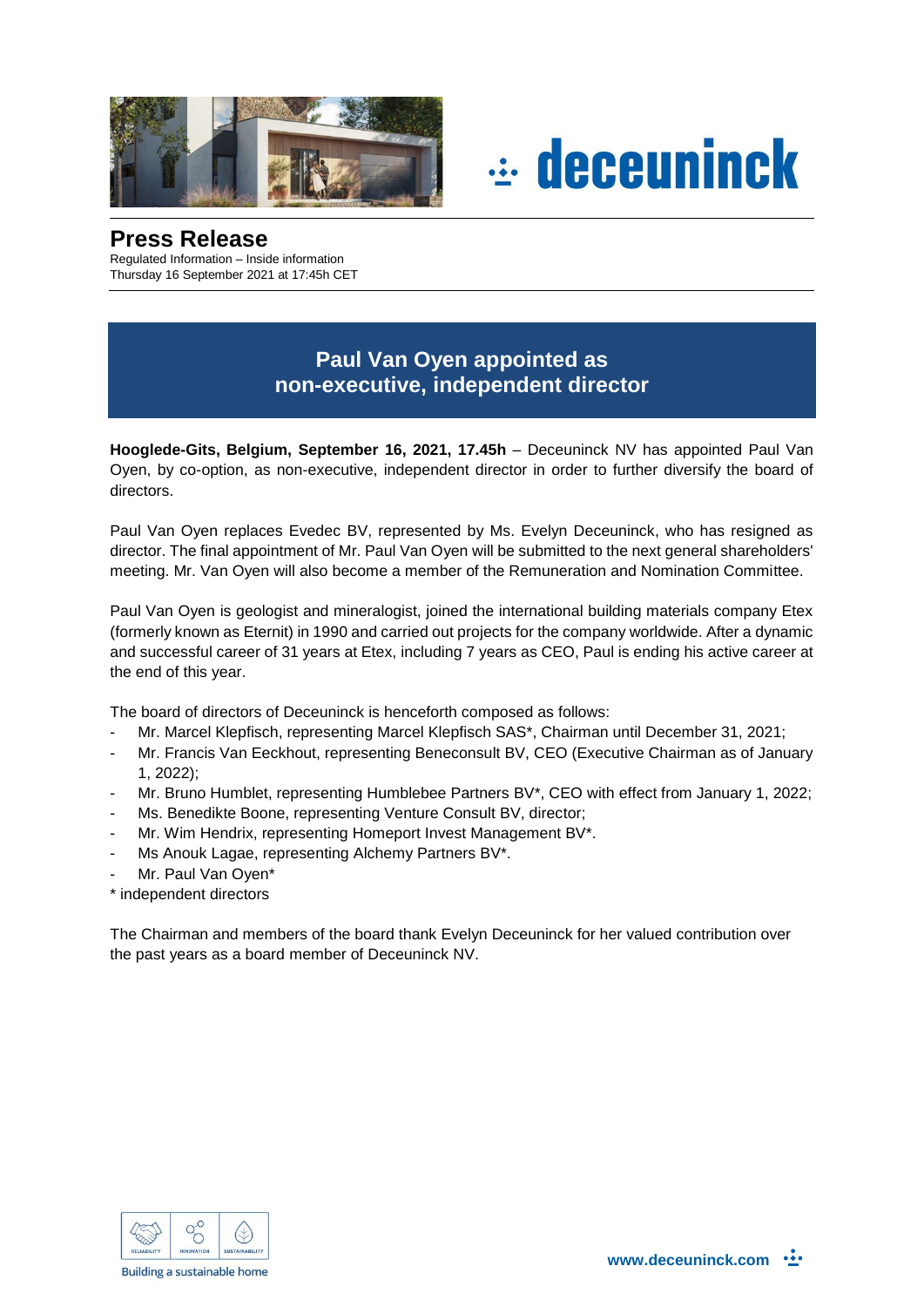# Press Release

Regulated Information – Inside information
Thursday 16 September 2021 at 17:45h CET

## Paul Van Oyen appointed as non-executive, independent director

**Hooglede-Gits, Belgium, September 16, 2021, 17.45h** – Deceuninck NV has appointed Paul Van Oyen, by co-option, as non-executive, independent director in order to further diversify the board of directors.

Paul Van Oyen replaces Evedec BV, represented by Ms. Evelyn Deceuninck, who has resigned as director. The final appointment of Mr. Paul Van Oyen will be submitted to the next general shareholders' meeting. Mr. Van Oyen will also become a member of the Remuneration and Nomination Committee.

Paul Van Oyen is geologist and mineralogist, joined the international building materials company Etex (formerly known as Eternit) in 1990 and carried out projects for the company worldwide. After a dynamic and successful career of 31 years at Etex, including 7 years as CEO, Paul is ending his active career at the end of this year.

The board of directors of Deceuninck is henceforth composed as follows:

- Mr. Marcel Klepfisch, representing Marcel Klepfisch SAS*, Chairman until December 31, 2021;
- Mr. Francis Van Eeckhout, representing Beneconsult BV, CEO (Executive Chairman as of January 1, 2022);
- Mr. Bruno Humblet, representing Humblebee Partners BV*, CEO with effect from January 1, 2022;
- Ms. Benedikte Boone, representing Venture Consult BV, director;
- Mr. Wim Hendrix, representing Homeport Invest Management BV*.
- Ms Anouk Lagae, representing Alchemy Partners BV*.
- Mr. Paul Van Oyen*

\* independent directors

The Chairman and members of the board thank Evelyn Deceuninck for her valued contribution over the past years as a board member of Deceuninck NV.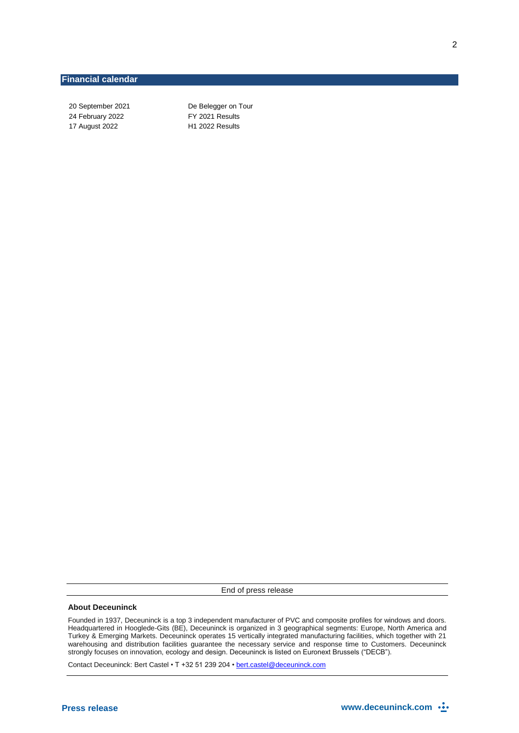## Financial calendar

| | |
|---|---|
| 20 September 2021 | De Belegger on Tour |
| 24 February 2022 | FY 2021 Results |
| 17 August 2022 | H1 2022 Results |

End of press release

**About Deceuninck**

Founded in 1937, Deceuninck is a top 3 independent manufacturer of PVC and composite profiles for windows and doors. Headquartered in Hooglede-Gits (BE), Deceuninck is organized in 3 geographical segments: Europe, North America and Turkey & Emerging Markets. Deceuninck operates 15 vertically integrated manufacturing facilities, which together with 21 warehousing and distribution facilities guarantee the necessary service and response time to Customers. Deceuninck strongly focuses on innovation, ecology and design. Deceuninck is listed on Euronext Brussels ("DECB").

Contact Deceuninck: Bert Castel • T +32 51 239 204 • bert.castel@deceuninck.com